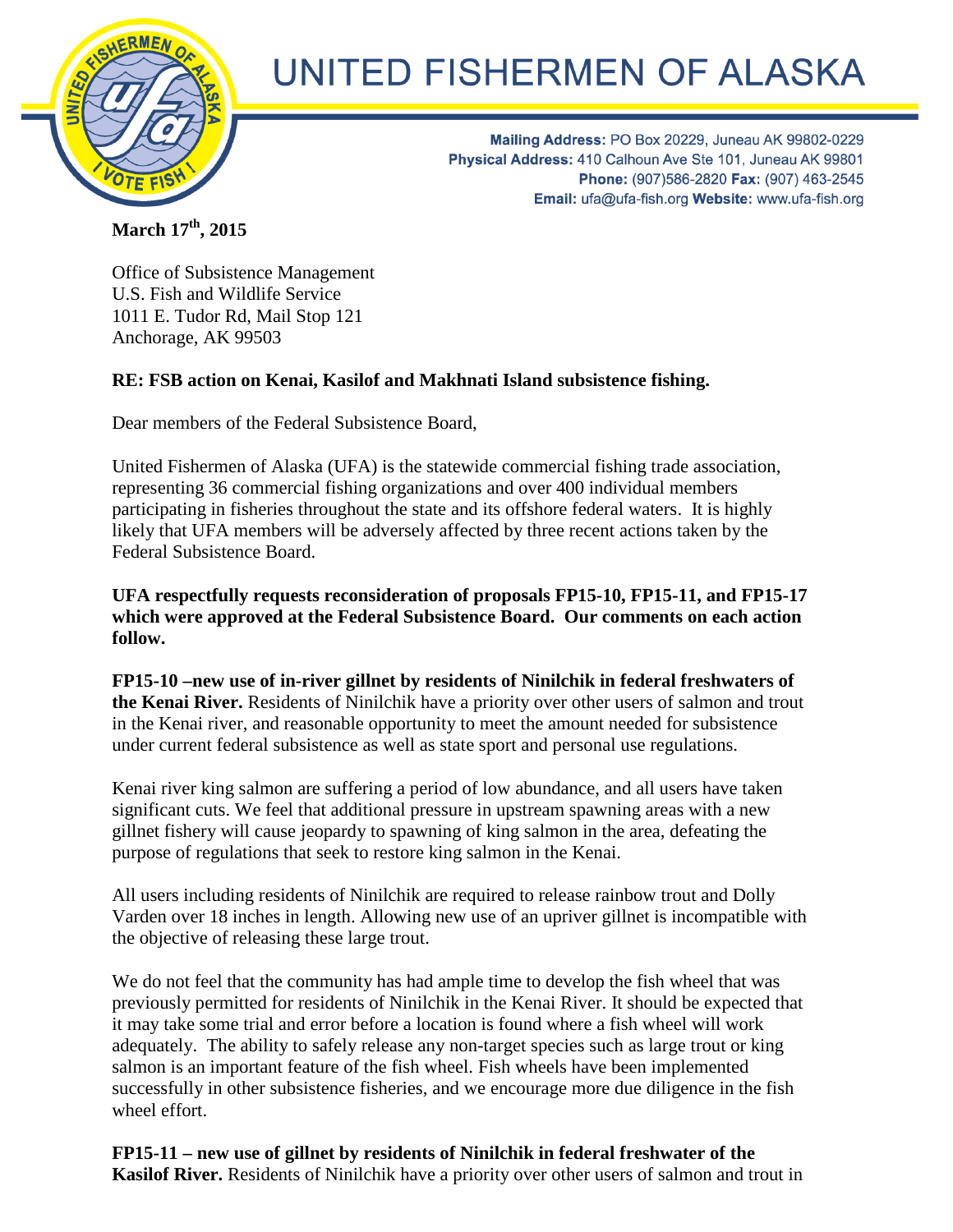# UNITED FISHERMEN OF ALASKA

**Mailing Address:** PO Box 20229, Juneau AK 99802-0229
**Physical Address:** 410 Calhoun Ave Ste 101, Juneau AK 99801
**Phone:** (907)586-2820 **Fax:** (907) 463-2545
**Email:** ufa@ufa-fish.org **Website:** www.ufa-fish.org

**March 17th, 2015**

Office of Subsistence Management
U.S. Fish and Wildlife Service
1011 E. Tudor Rd, Mail Stop 121
Anchorage, AK 99503

**RE: FSB action on Kenai, Kasilof and Makhnati Island subsistence fishing.**

Dear members of the Federal Subsistence Board,

United Fishermen of Alaska (UFA) is the statewide commercial fishing trade association, representing 36 commercial fishing organizations and over 400 individual members participating in fisheries throughout the state and its offshore federal waters. It is highly likely that UFA members will be adversely affected by three recent actions taken by the Federal Subsistence Board.

**UFA respectfully requests reconsideration of proposals FP15-10, FP15-11, and FP15-17 which were approved at the Federal Subsistence Board. Our comments on each action follow.**

**FP15-10 –new use of in-river gillnet by residents of Ninilchik in federal freshwaters of the Kenai River.** Residents of Ninilchik have a priority over other users of salmon and trout in the Kenai river, and reasonable opportunity to meet the amount needed for subsistence under current federal subsistence as well as state sport and personal use regulations.

Kenai river king salmon are suffering a period of low abundance, and all users have taken significant cuts. We feel that additional pressure in upstream spawning areas with a new gillnet fishery will cause jeopardy to spawning of king salmon in the area, defeating the purpose of regulations that seek to restore king salmon in the Kenai.

All users including residents of Ninilchik are required to release rainbow trout and Dolly Varden over 18 inches in length. Allowing new use of an upriver gillnet is incompatible with the objective of releasing these large trout.

We do not feel that the community has had ample time to develop the fish wheel that was previously permitted for residents of Ninilchik in the Kenai River. It should be expected that it may take some trial and error before a location is found where a fish wheel will work adequately. The ability to safely release any non-target species such as large trout or king salmon is an important feature of the fish wheel. Fish wheels have been implemented successfully in other subsistence fisheries, and we encourage more due diligence in the fish wheel effort.

**FP15-11 – new use of gillnet by residents of Ninilchik in federal freshwater of the Kasilof River.** Residents of Ninilchik have a priority over other users of salmon and trout in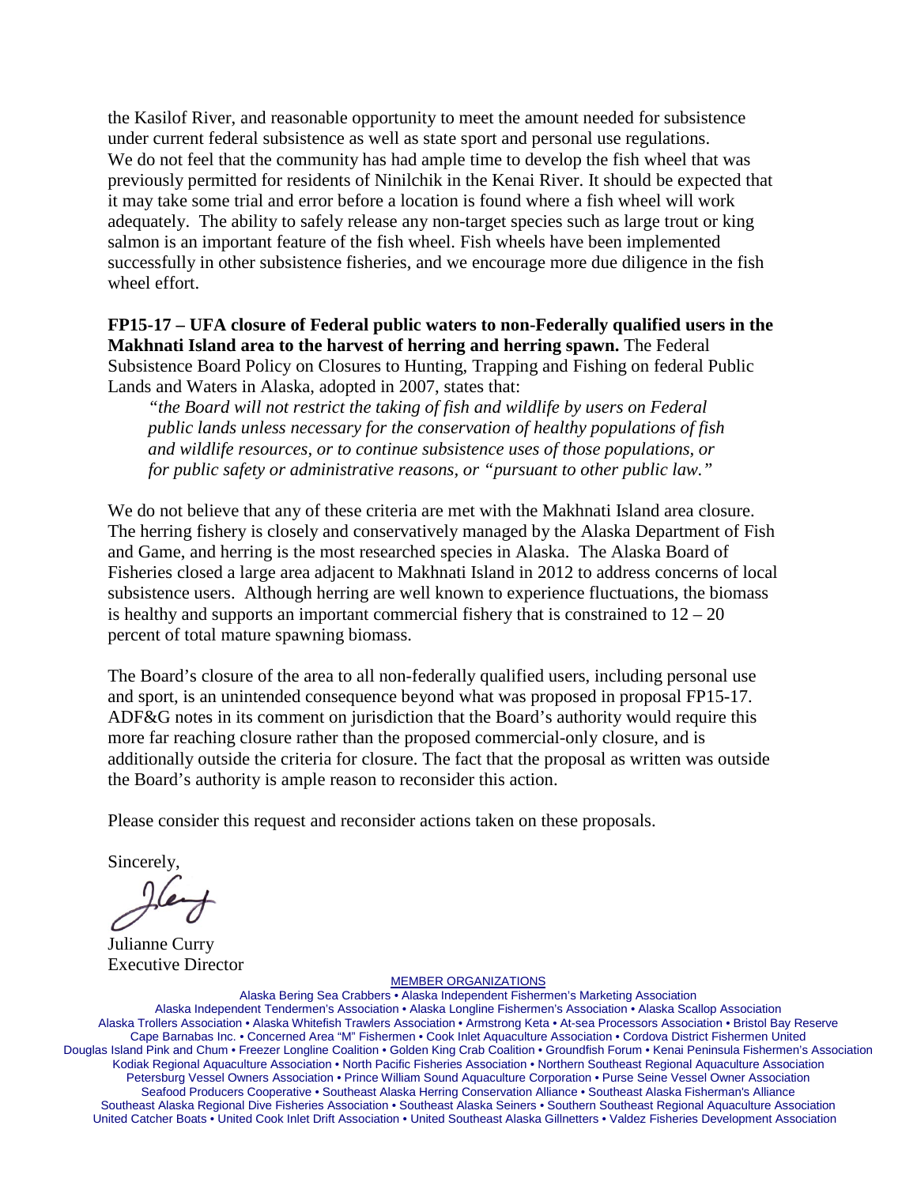the Kasilof River, and reasonable opportunity to meet the amount needed for subsistence under current federal subsistence as well as state sport and personal use regulations. We do not feel that the community has had ample time to develop the fish wheel that was previously permitted for residents of Ninilchik in the Kenai River. It should be expected that it may take some trial and error before a location is found where a fish wheel will work adequately. The ability to safely release any non-target species such as large trout or king salmon is an important feature of the fish wheel. Fish wheels have been implemented successfully in other subsistence fisheries, and we encourage more due diligence in the fish wheel effort.

**FP15-17 – UFA closure of Federal public waters to non-Federally qualified users in the Makhnati Island area to the harvest of herring and herring spawn.** The Federal Subsistence Board Policy on Closures to Hunting, Trapping and Fishing on federal Public Lands and Waters in Alaska, adopted in 2007, states that:

> *"the Board will not restrict the taking of fish and wildlife by users on Federal public lands unless necessary for the conservation of healthy populations of fish and wildlife resources, or to continue subsistence uses of those populations, or for public safety or administrative reasons, or "pursuant to other public law."*

We do not believe that any of these criteria are met with the Makhnati Island area closure. The herring fishery is closely and conservatively managed by the Alaska Department of Fish and Game, and herring is the most researched species in Alaska. The Alaska Board of Fisheries closed a large area adjacent to Makhnati Island in 2012 to address concerns of local subsistence users. Although herring are well known to experience fluctuations, the biomass is healthy and supports an important commercial fishery that is constrained to 12 – 20 percent of total mature spawning biomass.

The Board's closure of the area to all non-federally qualified users, including personal use and sport, is an unintended consequence beyond what was proposed in proposal FP15-17. ADF&G notes in its comment on jurisdiction that the Board's authority would require this more far reaching closure rather than the proposed commercial-only closure, and is additionally outside the criteria for closure. The fact that the proposal as written was outside the Board's authority is ample reason to reconsider this action.

Please consider this request and reconsider actions taken on these proposals.

Sincerely,

Julianne Curry
Executive Director

MEMBER ORGANIZATIONS

Alaska Bering Sea Crabbers • Alaska Independent Fishermen's Marketing Association
Alaska Independent Tendermen's Association • Alaska Longline Fishermen's Association • Alaska Scallop Association
Alaska Trollers Association • Alaska Whitefish Trawlers Association • Armstrong Keta • At-sea Processors Association • Bristol Bay Reserve
Cape Barnabas Inc. • Concerned Area "M" Fishermen • Cook Inlet Aquaculture Association • Cordova District Fishermen United
Douglas Island Pink and Chum • Freezer Longline Coalition • Golden King Crab Coalition • Groundfish Forum • Kenai Peninsula Fishermen's Association
Kodiak Regional Aquaculture Association • North Pacific Fisheries Association • Northern Southeast Regional Aquaculture Association
Petersburg Vessel Owners Association • Prince William Sound Aquaculture Corporation • Purse Seine Vessel Owner Association
Seafood Producers Cooperative • Southeast Alaska Herring Conservation Alliance • Southeast Alaska Fisherman's Alliance
Southeast Alaska Regional Dive Fisheries Association • Southeast Alaska Seiners • Southern Southeast Regional Aquaculture Association
United Catcher Boats • United Cook Inlet Drift Association • United Southeast Alaska Gillnetters • Valdez Fisheries Development Association